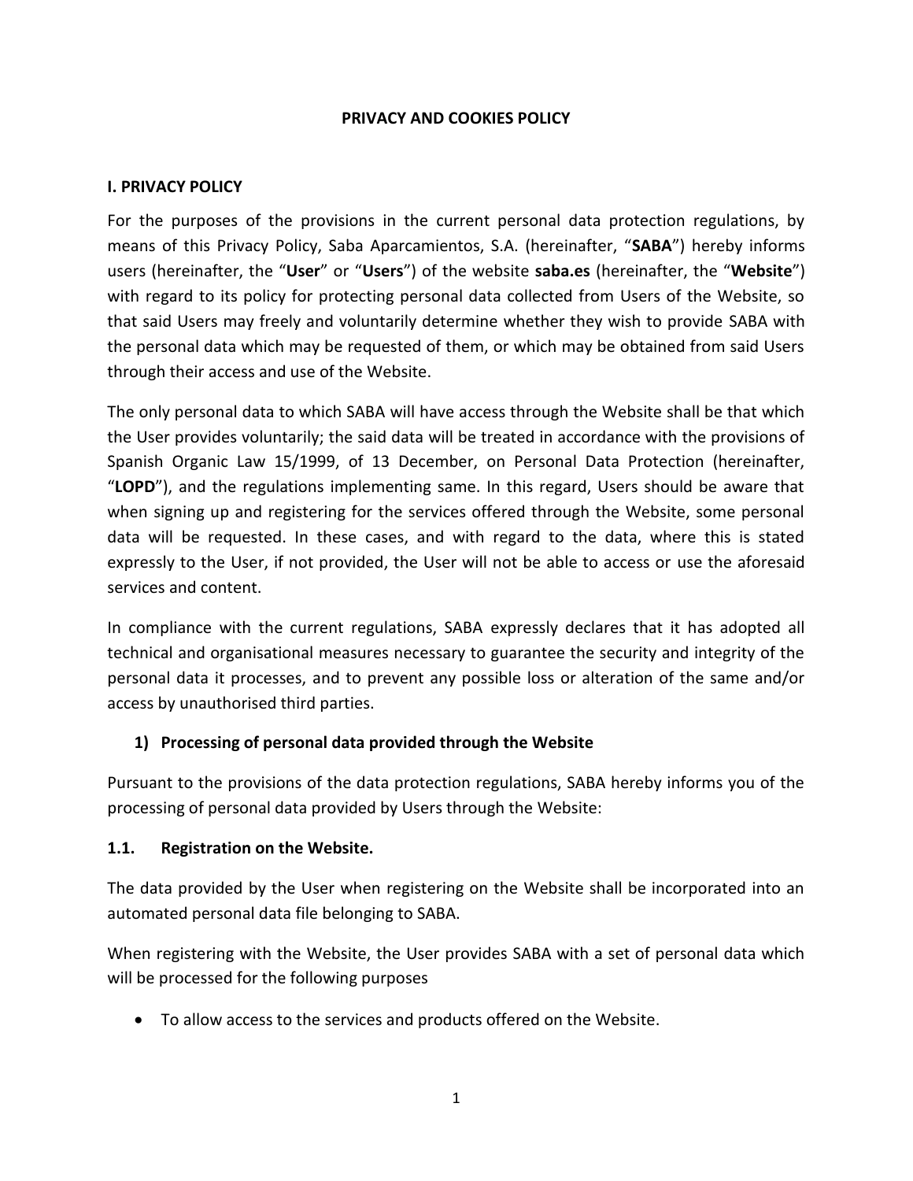# PRIVACY AND COOKIES POLICY

## I. PRIVACY POLICY

For the purposes of the provisions in the current personal data protection regulations, by means of this Privacy Policy, Saba Aparcamientos, S.A. (hereinafter, "**SABA**") hereby informs users (hereinafter, the "**User**" or "**Users**") of the website **saba.es** (hereinafter, the "**Website**") with regard to its policy for protecting personal data collected from Users of the Website, so that said Users may freely and voluntarily determine whether they wish to provide SABA with the personal data which may be requested of them, or which may be obtained from said Users through their access and use of the Website.

The only personal data to which SABA will have access through the Website shall be that which the User provides voluntarily; the said data will be treated in accordance with the provisions of Spanish Organic Law 15/1999, of 13 December, on Personal Data Protection (hereinafter, "**LOPD**"), and the regulations implementing same. In this regard, Users should be aware that when signing up and registering for the services offered through the Website, some personal data will be requested. In these cases, and with regard to the data, where this is stated expressly to the User, if not provided, the User will not be able to access or use the aforesaid services and content.

In compliance with the current regulations, SABA expressly declares that it has adopted all technical and organisational measures necessary to guarantee the security and integrity of the personal data it processes, and to prevent any possible loss or alteration of the same and/or access by unauthorised third parties.

### 1) Processing of personal data provided through the Website

Pursuant to the provisions of the data protection regulations, SABA hereby informs you of the processing of personal data provided by Users through the Website:

### 1.1. Registration on the Website.

The data provided by the User when registering on the Website shall be incorporated into an automated personal data file belonging to SABA.

When registering with the Website, the User provides SABA with a set of personal data which will be processed for the following purposes

- To allow access to the services and products offered on the Website.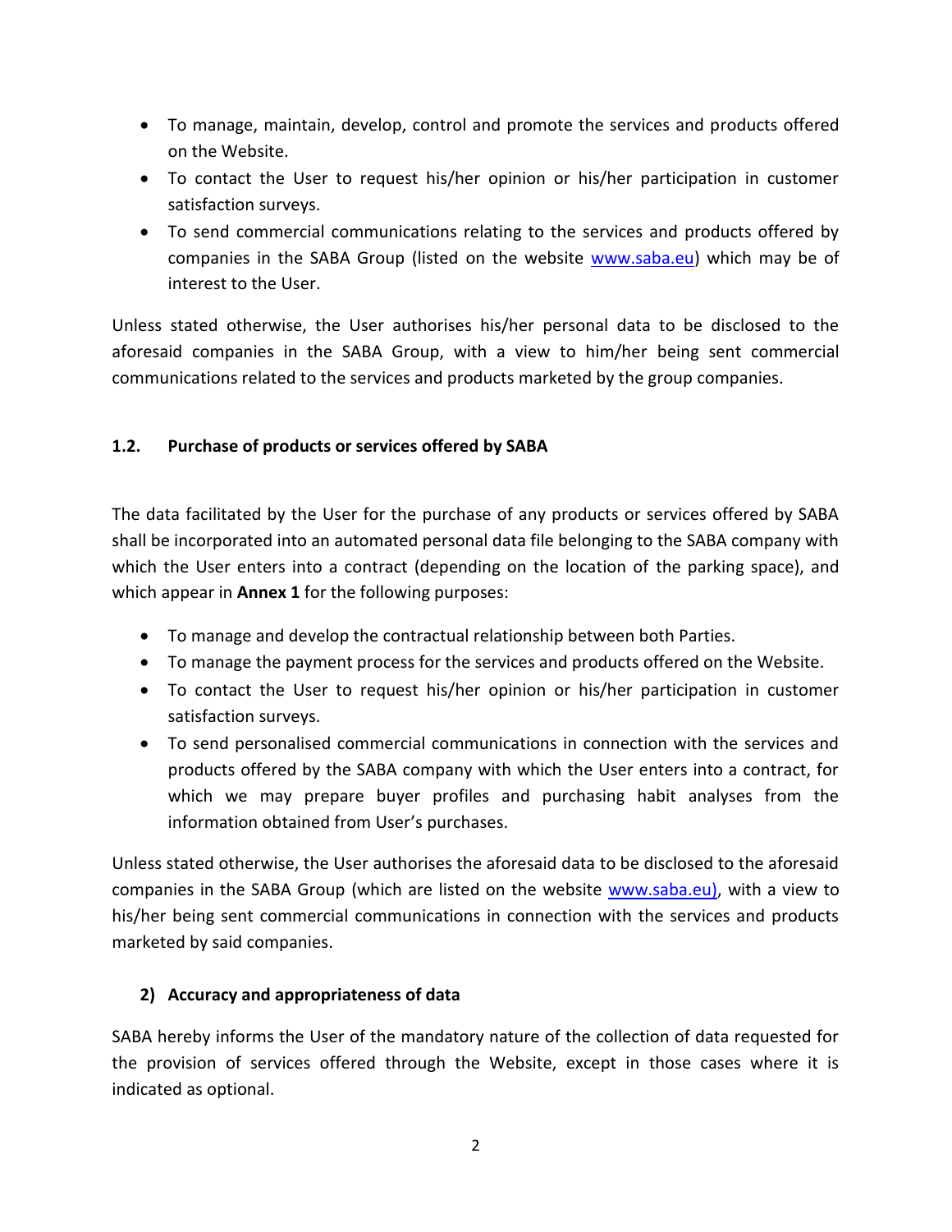- To manage, maintain, develop, control and promote the services and products offered on the Website.
- To contact the User to request his/her opinion or his/her participation in customer satisfaction surveys.
- To send commercial communications relating to the services and products offered by companies in the SABA Group (listed on the website www.saba.eu) which may be of interest to the User.

Unless stated otherwise, the User authorises his/her personal data to be disclosed to the aforesaid companies in the SABA Group, with a view to him/her being sent commercial communications related to the services and products marketed by the group companies.

### 1.2. Purchase of products or services offered by SABA

The data facilitated by the User for the purchase of any products or services offered by SABA shall be incorporated into an automated personal data file belonging to the SABA company with which the User enters into a contract (depending on the location of the parking space), and which appear in **Annex 1** for the following purposes:

- To manage and develop the contractual relationship between both Parties.
- To manage the payment process for the services and products offered on the Website.
- To contact the User to request his/her opinion or his/her participation in customer satisfaction surveys.
- To send personalised commercial communications in connection with the services and products offered by the SABA company with which the User enters into a contract, for which we may prepare buyer profiles and purchasing habit analyses from the information obtained from User's purchases.

Unless stated otherwise, the User authorises the aforesaid data to be disclosed to the aforesaid companies in the SABA Group (which are listed on the website www.saba.eu), with a view to his/her being sent commercial communications in connection with the services and products marketed by said companies.

## 2) Accuracy and appropriateness of data

SABA hereby informs the User of the mandatory nature of the collection of data requested for the provision of services offered through the Website, except in those cases where it is indicated as optional.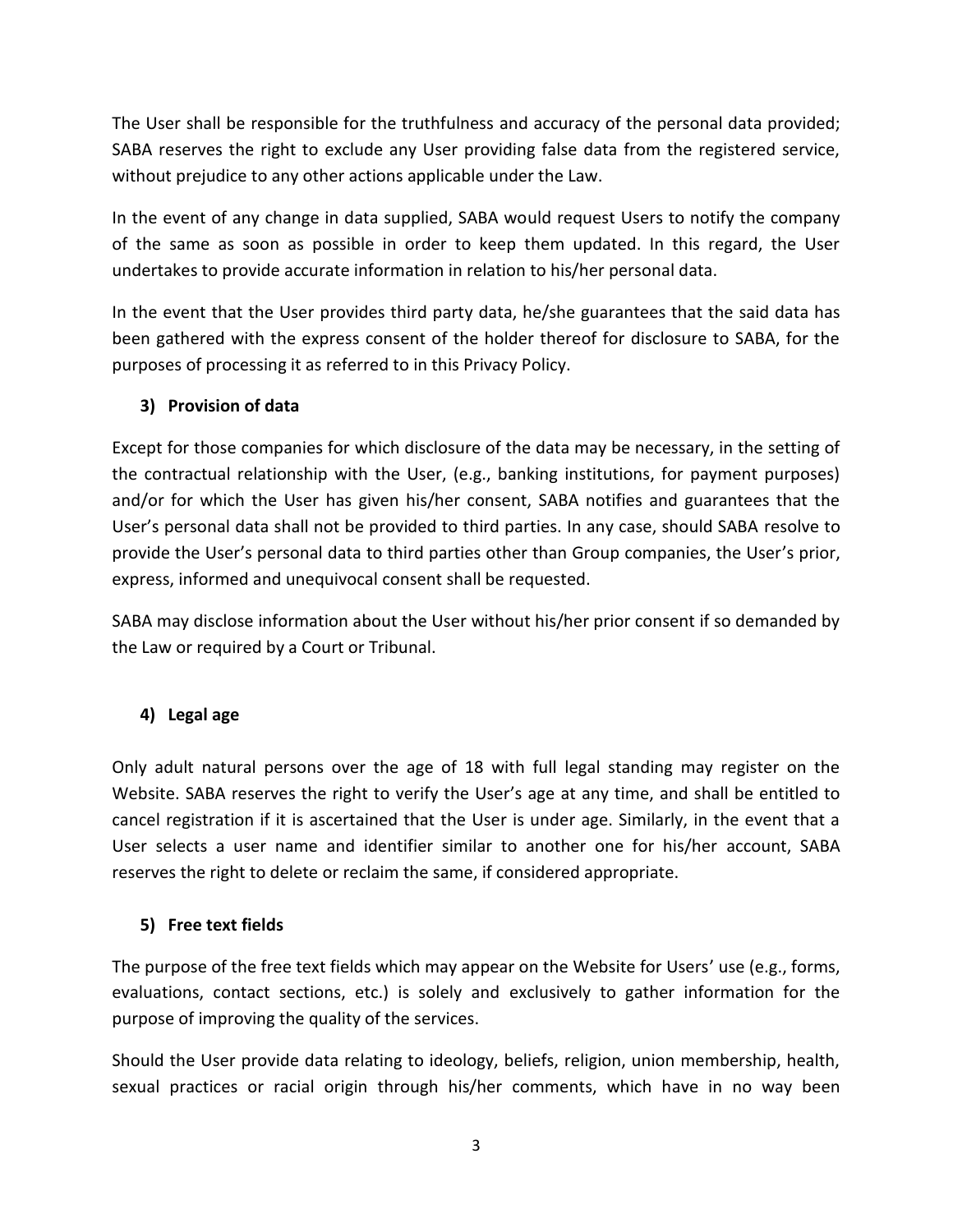The User shall be responsible for the truthfulness and accuracy of the personal data provided; SABA reserves the right to exclude any User providing false data from the registered service, without prejudice to any other actions applicable under the Law.

In the event of any change in data supplied, SABA would request Users to notify the company of the same as soon as possible in order to keep them updated. In this regard, the User undertakes to provide accurate information in relation to his/her personal data.

In the event that the User provides third party data, he/she guarantees that the said data has been gathered with the express consent of the holder thereof for disclosure to SABA, for the purposes of processing it as referred to in this Privacy Policy.

### 3) Provision of data

Except for those companies for which disclosure of the data may be necessary, in the setting of the contractual relationship with the User, (e.g., banking institutions, for payment purposes) and/or for which the User has given his/her consent, SABA notifies and guarantees that the User's personal data shall not be provided to third parties. In any case, should SABA resolve to provide the User's personal data to third parties other than Group companies, the User's prior, express, informed and unequivocal consent shall be requested.

SABA may disclose information about the User without his/her prior consent if so demanded by the Law or required by a Court or Tribunal.

### 4) Legal age

Only adult natural persons over the age of 18 with full legal standing may register on the Website. SABA reserves the right to verify the User's age at any time, and shall be entitled to cancel registration if it is ascertained that the User is under age. Similarly, in the event that a User selects a user name and identifier similar to another one for his/her account, SABA reserves the right to delete or reclaim the same, if considered appropriate.

### 5) Free text fields

The purpose of the free text fields which may appear on the Website for Users' use (e.g., forms, evaluations, contact sections, etc.) is solely and exclusively to gather information for the purpose of improving the quality of the services.

Should the User provide data relating to ideology, beliefs, religion, union membership, health, sexual practices or racial origin through his/her comments, which have in no way been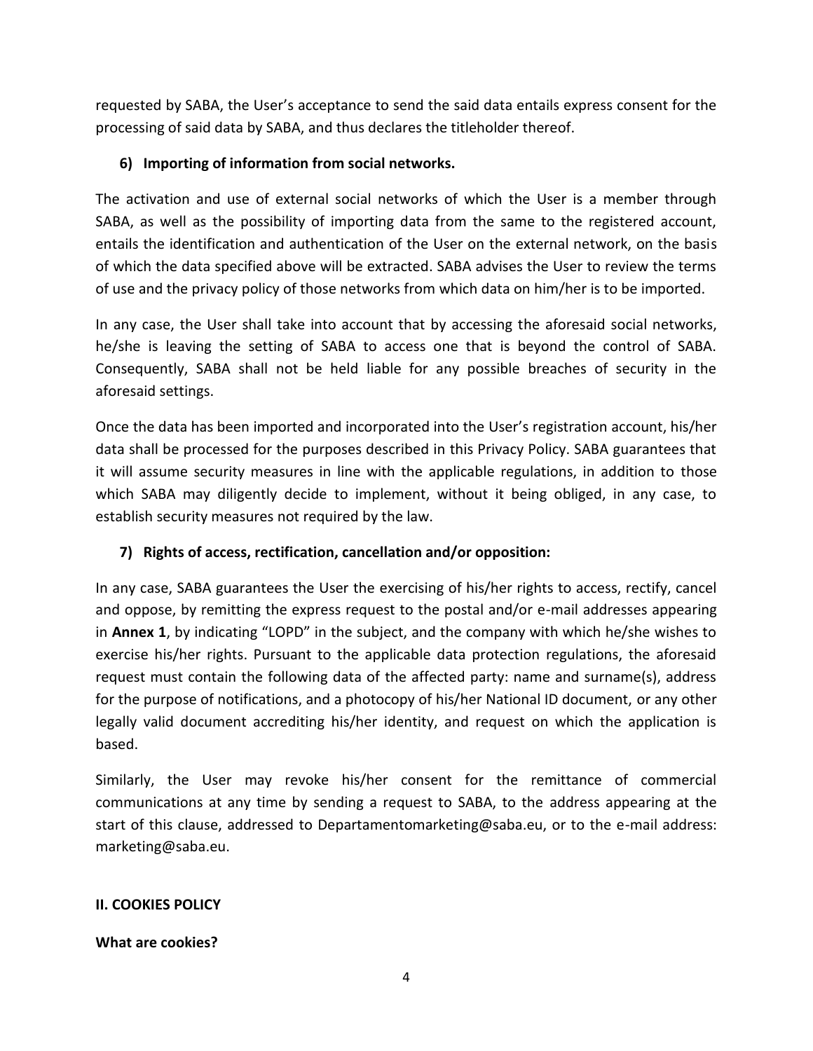requested by SABA, the User's acceptance to send the said data entails express consent for the processing of said data by SABA, and thus declares the titleholder thereof.

### 6) Importing of information from social networks.

The activation and use of external social networks of which the User is a member through SABA, as well as the possibility of importing data from the same to the registered account, entails the identification and authentication of the User on the external network, on the basis of which the data specified above will be extracted. SABA advises the User to review the terms of use and the privacy policy of those networks from which data on him/her is to be imported.

In any case, the User shall take into account that by accessing the aforesaid social networks, he/she is leaving the setting of SABA to access one that is beyond the control of SABA. Consequently, SABA shall not be held liable for any possible breaches of security in the aforesaid settings.

Once the data has been imported and incorporated into the User's registration account, his/her data shall be processed for the purposes described in this Privacy Policy. SABA guarantees that it will assume security measures in line with the applicable regulations, in addition to those which SABA may diligently decide to implement, without it being obliged, in any case, to establish security measures not required by the law.

### 7) Rights of access, rectification, cancellation and/or opposition:

In any case, SABA guarantees the User the exercising of his/her rights to access, rectify, cancel and oppose, by remitting the express request to the postal and/or e-mail addresses appearing in **Annex 1**, by indicating "LOPD" in the subject, and the company with which he/she wishes to exercise his/her rights. Pursuant to the applicable data protection regulations, the aforesaid request must contain the following data of the affected party: name and surname(s), address for the purpose of notifications, and a photocopy of his/her National ID document, or any other legally valid document accrediting his/her identity, and request on which the application is based.

Similarly, the User may revoke his/her consent for the remittance of commercial communications at any time by sending a request to SABA, to the address appearing at the start of this clause, addressed to Departamentomarketing@saba.eu, or to the e-mail address: marketing@saba.eu.

## II. COOKIES POLICY

### What are cookies?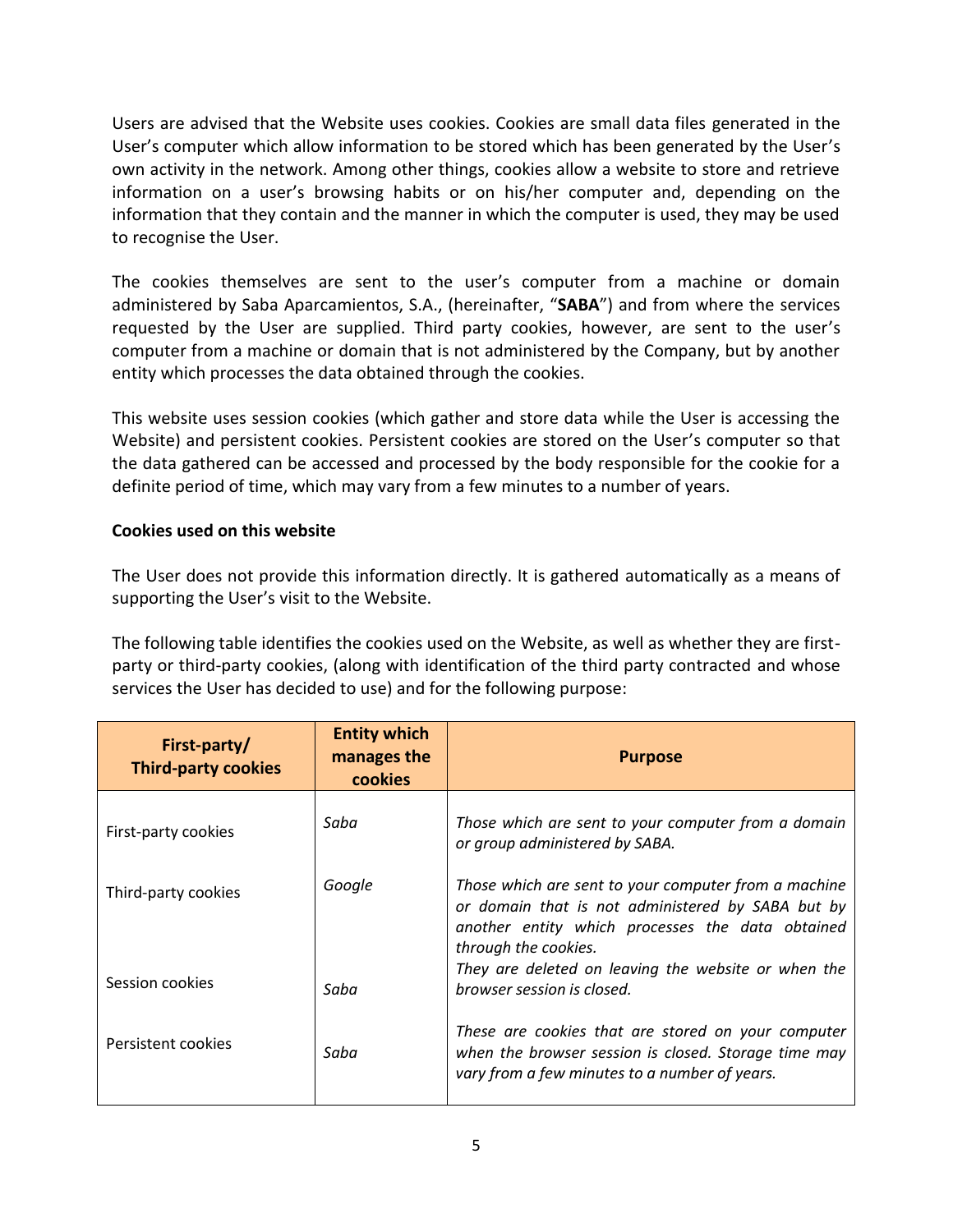Users are advised that the Website uses cookies. Cookies are small data files generated in the User's computer which allow information to be stored which has been generated by the User's own activity in the network. Among other things, cookies allow a website to store and retrieve information on a user's browsing habits or on his/her computer and, depending on the information that they contain and the manner in which the computer is used, they may be used to recognise the User.

The cookies themselves are sent to the user's computer from a machine or domain administered by Saba Aparcamientos, S.A., (hereinafter, "**SABA**") and from where the services requested by the User are supplied. Third party cookies, however, are sent to the user's computer from a machine or domain that is not administered by the Company, but by another entity which processes the data obtained through the cookies.

This website uses session cookies (which gather and store data while the User is accessing the Website) and persistent cookies. Persistent cookies are stored on the User's computer so that the data gathered can be accessed and processed by the body responsible for the cookie for a definite period of time, which may vary from a few minutes to a number of years.

**Cookies used on this website**

The User does not provide this information directly. It is gathered automatically as a means of supporting the User's visit to the Website.

The following table identifies the cookies used on the Website, as well as whether they are first-party or third-party cookies, (along with identification of the third party contracted and whose services the User has decided to use) and for the following purpose:

| First-party/ Third-party cookies | Entity which manages the cookies | Purpose |
|---|---|---|
| First-party cookies | *Saba* | *Those which are sent to your computer from a domain or group administered by SABA.* |
| Third-party cookies | *Google* | *Those which are sent to your computer from a machine or domain that is not administered by SABA but by another entity which processes the data obtained through the cookies.* |
| Session cookies | *Saba* | *They are deleted on leaving the website or when the browser session is closed.* |
| Persistent cookies | *Saba* | *These are cookies that are stored on your computer when the browser session is closed. Storage time may vary from a few minutes to a number of years.* |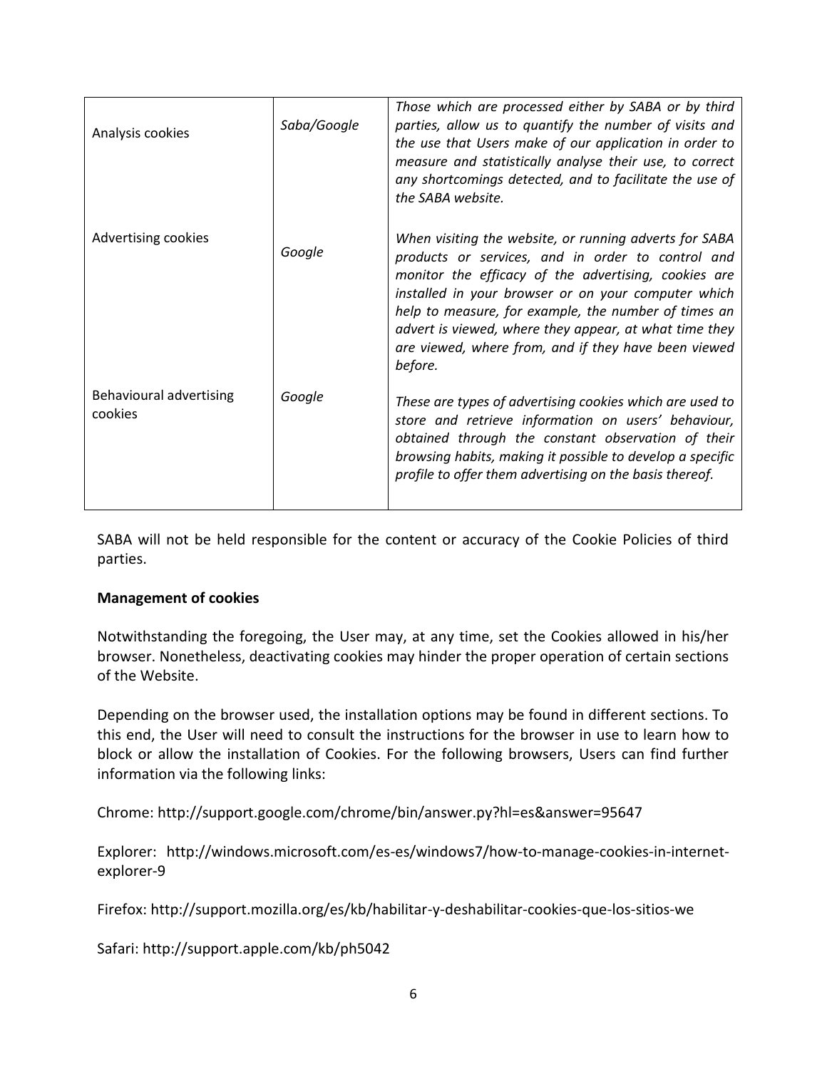| Analysis cookies | *Saba/Google* | *Those which are processed either by SABA or by third parties, allow us to quantify the number of visits and the use that Users make of our application in order to measure and statistically analyse their use, to correct any shortcomings detected, and to facilitate the use of the SABA website.* |
|---|---|---|
| Advertising cookies | *Google* | *When visiting the website, or running adverts for SABA products or services, and in order to control and monitor the efficacy of the advertising, cookies are installed in your browser or on your computer which help to measure, for example, the number of times an advert is viewed, where they appear, at what time they are viewed, where from, and if they have been viewed before.* |
| Behavioural advertising cookies | *Google* | *These are types of advertising cookies which are used to store and retrieve information on users' behaviour, obtained through the constant observation of their browsing habits, making it possible to develop a specific profile to offer them advertising on the basis thereof.* |

SABA will not be held responsible for the content or accuracy of the Cookie Policies of third parties.

**Management of cookies**

Notwithstanding the foregoing, the User may, at any time, set the Cookies allowed in his/her browser. Nonetheless, deactivating cookies may hinder the proper operation of certain sections of the Website.

Depending on the browser used, the installation options may be found in different sections. To this end, the User will need to consult the instructions for the browser in use to learn how to block or allow the installation of Cookies. For the following browsers, Users can find further information via the following links:

Chrome: http://support.google.com/chrome/bin/answer.py?hl=es&answer=95647

Explorer: http://windows.microsoft.com/es-es/windows7/how-to-manage-cookies-in-internet-explorer-9

Firefox: http://support.mozilla.org/es/kb/habilitar-y-deshabilitar-cookies-que-los-sitios-we

Safari: http://support.apple.com/kb/ph5042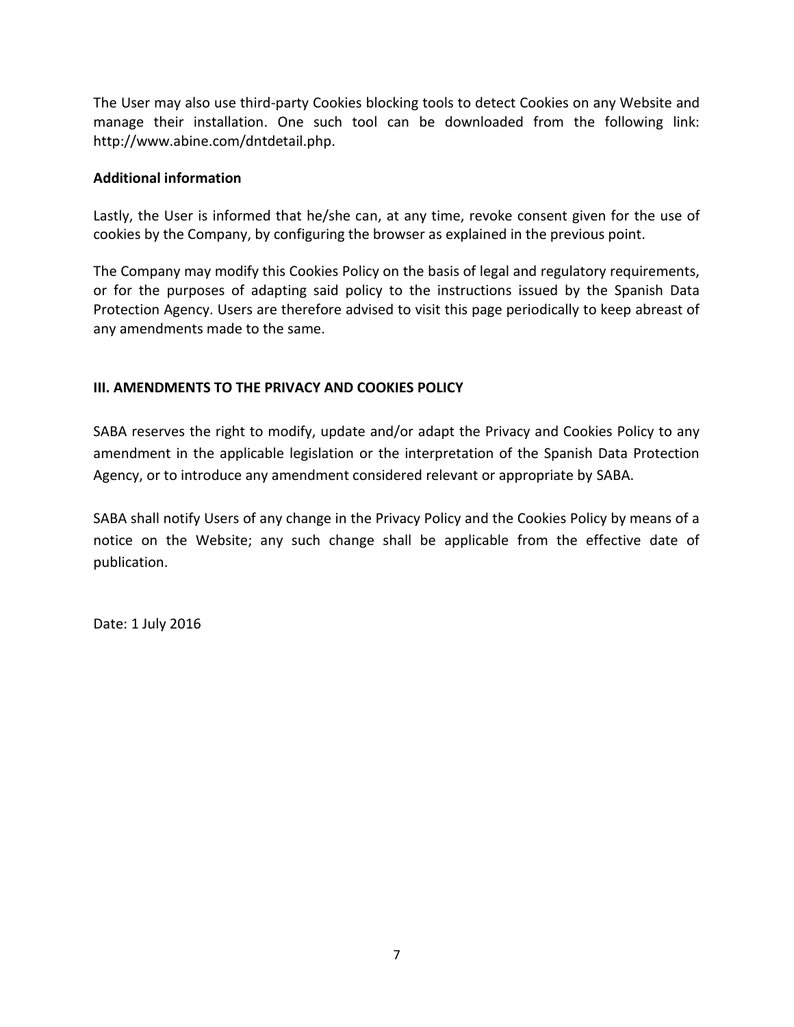The User may also use third-party Cookies blocking tools to detect Cookies on any Website and manage their installation. One such tool can be downloaded from the following link: http://www.abine.com/dntdetail.php.

**Additional information**

Lastly, the User is informed that he/she can, at any time, revoke consent given for the use of cookies by the Company, by configuring the browser as explained in the previous point.

The Company may modify this Cookies Policy on the basis of legal and regulatory requirements, or for the purposes of adapting said policy to the instructions issued by the Spanish Data Protection Agency. Users are therefore advised to visit this page periodically to keep abreast of any amendments made to the same.

## III. AMENDMENTS TO THE PRIVACY AND COOKIES POLICY

SABA reserves the right to modify, update and/or adapt the Privacy and Cookies Policy to any amendment in the applicable legislation or the interpretation of the Spanish Data Protection Agency, or to introduce any amendment considered relevant or appropriate by SABA.

SABA shall notify Users of any change in the Privacy Policy and the Cookies Policy by means of a notice on the Website; any such change shall be applicable from the effective date of publication.

Date: 1 July 2016